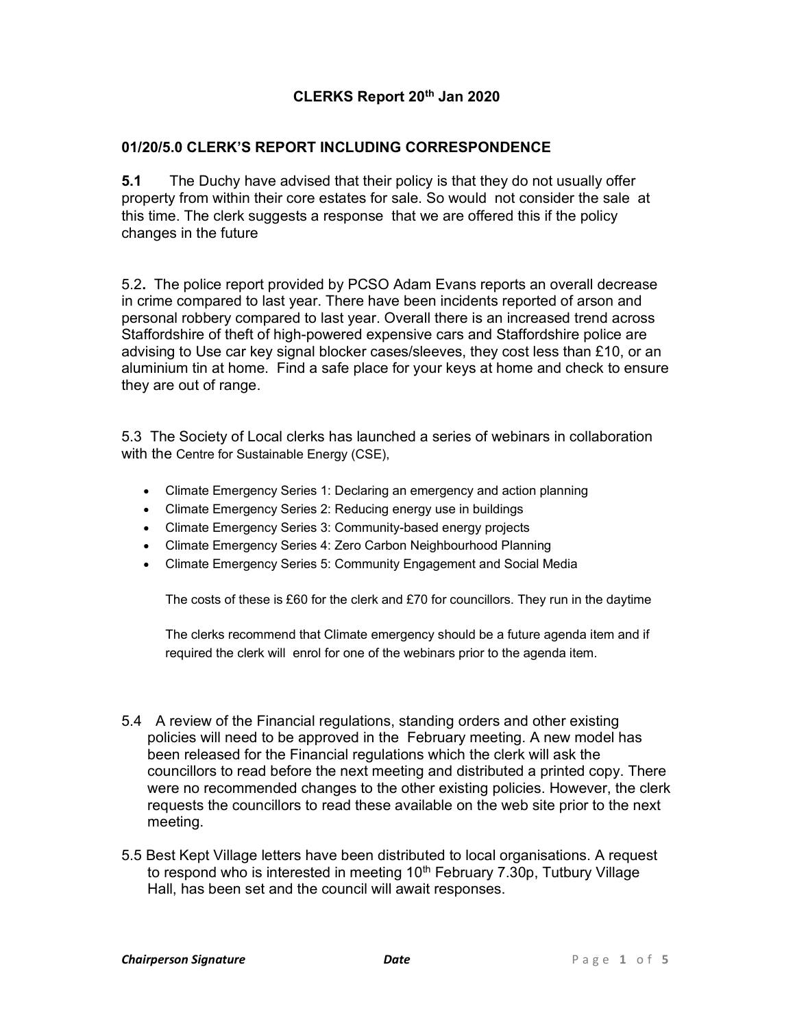# CLERKS Report 20th Jan 2020

## 01/20/5.0 CLERK'S REPORT INCLUDING CORRESPONDENCE

**5.1** The Duchy have advised that their policy is that they do not usually offer property from within their core estates for sale. So would not consider the sale at this time. The clerk suggests a response that we are offered this if the policy changes in the future

5.2**.** The police report provided by PCSO Adam Evans reports an overall decrease in crime compared to last year. There have been incidents reported of arson and personal robbery compared to last year. Overall there is an increased trend across Staffordshire of theft of high-powered expensive cars and Staffordshire police are advising to Use car key signal blocker cases/sleeves, they cost less than £10, or an aluminium tin at home. Find a safe place for your keys at home and check to ensure they are out of range.

5.3 The Society of Local clerks has launched a series of webinars in collaboration with the Centre for Sustainable Energy (CSE),

- Climate Emergency Series 1: Declaring an emergency and action planning
- Climate Emergency Series 2: Reducing energy use in buildings
- Climate Emergency Series 3: Community-based energy projects
- Climate Emergency Series 4: Zero Carbon Neighbourhood Planning
- Climate Emergency Series 5: Community Engagement and Social Media

The costs of these is £60 for the clerk and £70 for councillors. They run in the daytime

The clerks recommend that Climate emergency should be a future agenda item and if required the clerk will enrol for one of the webinars prior to the agenda item.

5.4 A review of the Financial regulations, standing orders and other existing policies will need to be approved in the February meeting. A new model has been released for the Financial regulations which the clerk will ask the councillors to read before the next meeting and distributed a printed copy. There were no recommended changes to the other existing policies. However, the clerk requests the councillors to read these available on the web site prior to the next meeting.

5.5 Best Kept Village letters have been distributed to local organisations. A request to respond who is interested in meeting 10th February 7.30p, Tutbury Village Hall, has been set and the council will await responses.

***Chairperson Signature*** ***Date***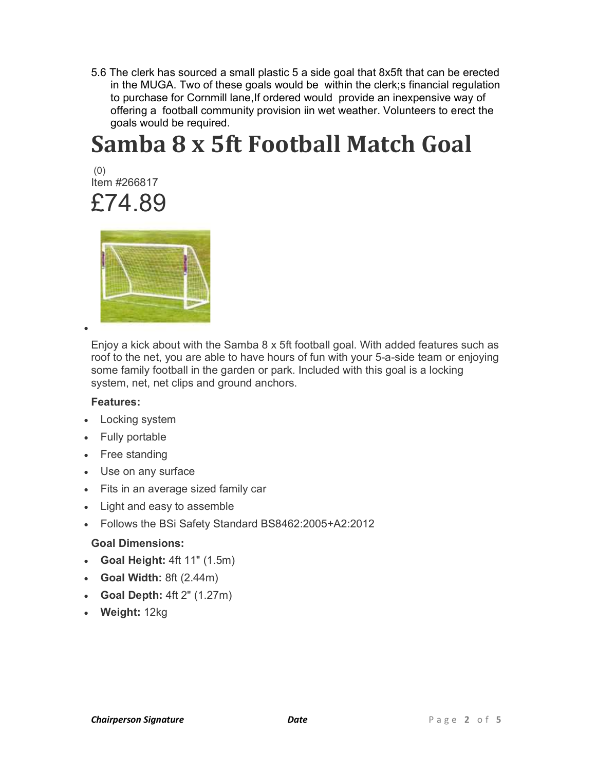5.6 The clerk has sourced a small plastic 5 a side goal that 8x5ft that can be erected in the MUGA. Two of these goals would be within the clerk;s financial regulation to purchase for Cornmill lane,If ordered would provide an inexpensive way of offering a football community provision iin wet weather. Volunteers to erect the goals would be required.

# Samba 8 x 5ft Football Match Goal

(0)
Item #266817

£74.89

Enjoy a kick about with the Samba 8 x 5ft football goal. With added features such as roof to the net, you are able to have hours of fun with your 5-a-side team or enjoying some family football in the garden or park. Included with this goal is a locking system, net, net clips and ground anchors.

**Features:**

- Locking system
- Fully portable
- Free standing
- Use on any surface
- Fits in an average sized family car
- Light and easy to assemble
- Follows the BSi Safety Standard BS8462:2005+A2:2012

**Goal Dimensions:**

- **Goal Height:** 4ft 11" (1.5m)
- **Goal Width:** 8ft (2.44m)
- **Goal Depth:** 4ft 2" (1.27m)
- **Weight:** 12kg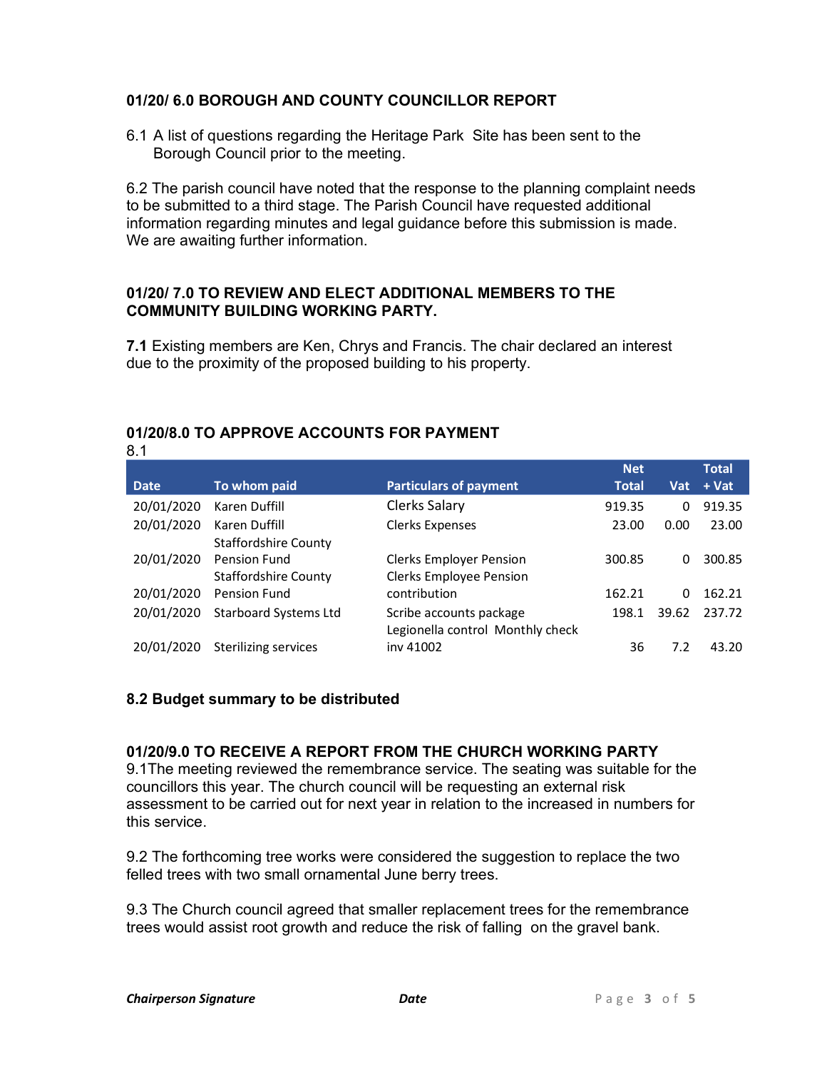**01/20/ 6.0 BOROUGH AND COUNTY COUNCILLOR REPORT**

6.1 A list of questions regarding the Heritage Park Site has been sent to the Borough Council prior to the meeting.

6.2 The parish council have noted that the response to the planning complaint needs to be submitted to a third stage. The Parish Council have requested additional information regarding minutes and legal guidance before this submission is made. We are awaiting further information.

**01/20/ 7.0 TO REVIEW AND ELECT ADDITIONAL MEMBERS TO THE COMMUNITY BUILDING WORKING PARTY.**

**7.1** Existing members are Ken, Chrys and Francis. The chair declared an interest due to the proximity of the proposed building to his property.

**01/20/8.0 TO APPROVE ACCOUNTS FOR PAYMENT**

8.1

| Date | To whom paid | Particulars of payment | Net Total | Vat | Total + Vat |
|---|---|---|---|---|---|
| 20/01/2020 | Karen Duffill | Clerks Salary | 919.35 | 0 | 919.35 |
| 20/01/2020 | Karen Duffill | Clerks Expenses | 23.00 | 0.00 | 23.00 |
| 20/01/2020 | Staffordshire County Pension Fund | Clerks Employer Pension | 300.85 | 0 | 300.85 |
| 20/01/2020 | Staffordshire County Pension Fund | Clerks Employee Pension contribution | 162.21 | 0 | 162.21 |
| 20/01/2020 | Starboard Systems Ltd | Scribe accounts package | 198.1 | 39.62 | 237.72 |
| 20/01/2020 | Sterilizing services | Legionella control Monthly check inv 41002 | 36 | 7.2 | 43.20 |

**8.2 Budget summary to be distributed**

**01/20/9.0 TO RECEIVE A REPORT FROM THE CHURCH WORKING PARTY**

9.1The meeting reviewed the remembrance service. The seating was suitable for the councillors this year. The church council will be requesting an external risk assessment to be carried out for next year in relation to the increased in numbers for this service.

9.2 The forthcoming tree works were considered the suggestion to replace the two felled trees with two small ornamental June berry trees.

9.3 The Church council agreed that smaller replacement trees for the remembrance trees would assist root growth and reduce the risk of falling on the gravel bank.

***Chairperson Signature*** ***Date***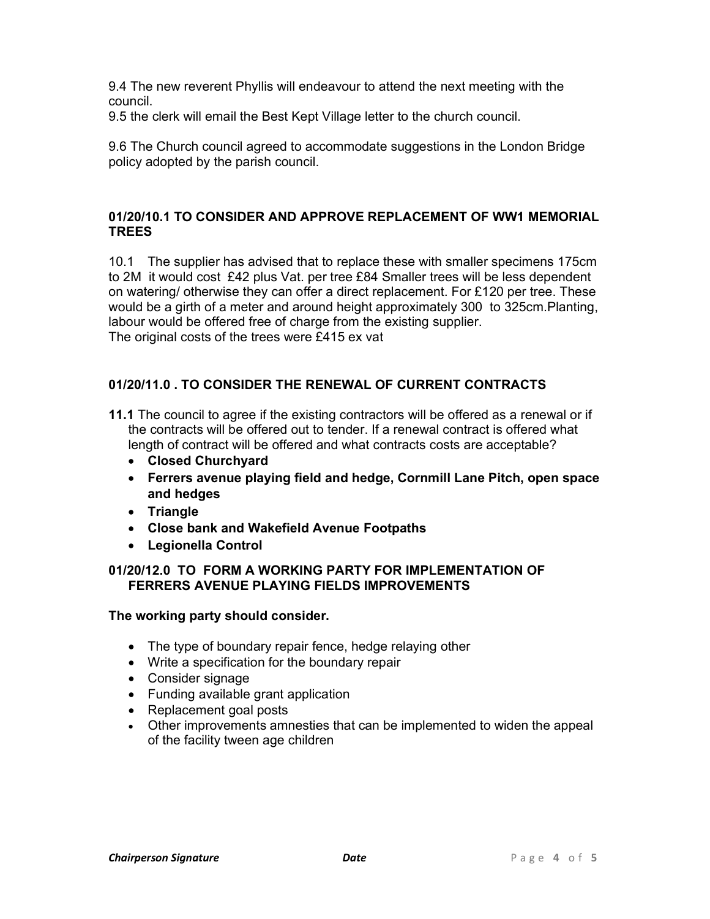9.4 The new reverent Phyllis will endeavour to attend the next meeting with the council.
9.5 the clerk will email the Best Kept Village letter to the church council.

9.6 The Church council agreed to accommodate suggestions in the London Bridge policy adopted by the parish council.

### 01/20/10.1 TO CONSIDER AND APPROVE REPLACEMENT OF WW1 MEMORIAL TREES

10.1 The supplier has advised that to replace these with smaller specimens 175cm to 2M it would cost £42 plus Vat. per tree £84 Smaller trees will be less dependent on watering/ otherwise they can offer a direct replacement. For £120 per tree. These would be a girth of a meter and around height approximately 300 to 325cm.Planting, labour would be offered free of charge from the existing supplier.
The original costs of the trees were £415 ex vat

### 01/20/11.0 . TO CONSIDER THE RENEWAL OF CURRENT CONTRACTS

**11.1** The council to agree if the existing contractors will be offered as a renewal or if the contracts will be offered out to tender. If a renewal contract is offered what length of contract will be offered and what contracts costs are acceptable?

- **Closed Churchyard**
- **Ferrers avenue playing field and hedge, Cornmill Lane Pitch, open space and hedges**
- **Triangle**
- **Close bank and Wakefield Avenue Footpaths**
- **Legionella Control**

### 01/20/12.0 TO FORM A WORKING PARTY FOR IMPLEMENTATION OF FERRERS AVENUE PLAYING FIELDS IMPROVEMENTS

**The working party should consider.**

- The type of boundary repair fence, hedge relaying other
- Write a specification for the boundary repair
- Consider signage
- Funding available grant application
- Replacement goal posts
- Other improvements amnesties that can be implemented to widen the appeal of the facility tween age children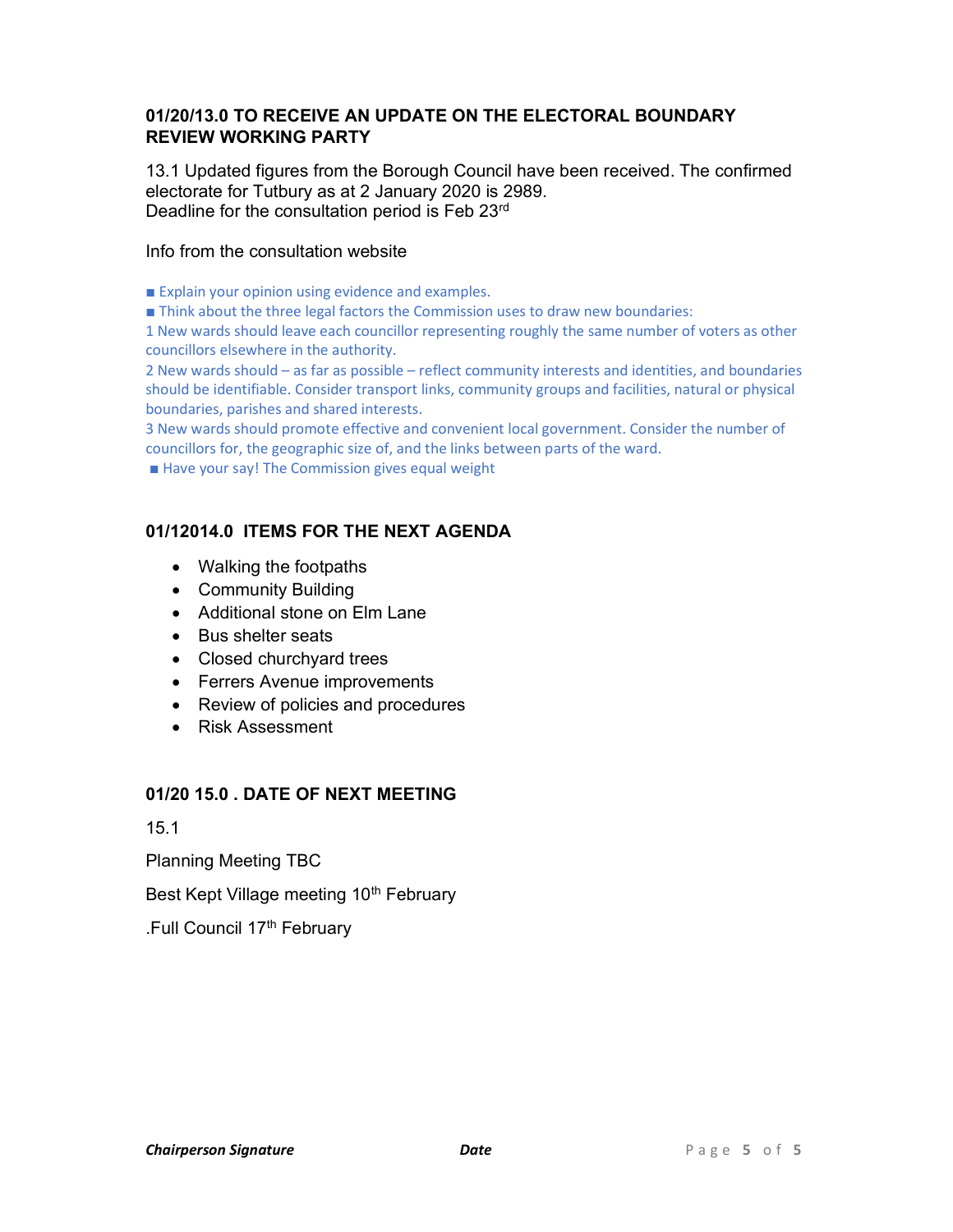### 01/20/13.0 TO RECEIVE AN UPDATE ON THE ELECTORAL BOUNDARY REVIEW WORKING PARTY

13.1 Updated figures from the Borough Council have been received. The confirmed electorate for Tutbury as at 2 January 2020 is 2989.
Deadline for the consultation period is Feb 23rd

Info from the consultation website

■ Explain your opinion using evidence and examples.
■ Think about the three legal factors the Commission uses to draw new boundaries:
1 New wards should leave each councillor representing roughly the same number of voters as other councillors elsewhere in the authority.
2 New wards should – as far as possible – reflect community interests and identities, and boundaries should be identifiable. Consider transport links, community groups and facilities, natural or physical boundaries, parishes and shared interests.
3 New wards should promote effective and convenient local government. Consider the number of councillors for, the geographic size of, and the links between parts of the ward.
■ Have your say! The Commission gives equal weight

### 01/12014.0 ITEMS FOR THE NEXT AGENDA

- Walking the footpaths
- Community Building
- Additional stone on Elm Lane
- Bus shelter seats
- Closed churchyard trees
- Ferrers Avenue improvements
- Review of policies and procedures
- Risk Assessment

### 01/20 15.0 . DATE OF NEXT MEETING

15.1

Planning Meeting TBC

Best Kept Village meeting 10th February

.Full Council 17th February

***Chairperson Signature*** ***Date***